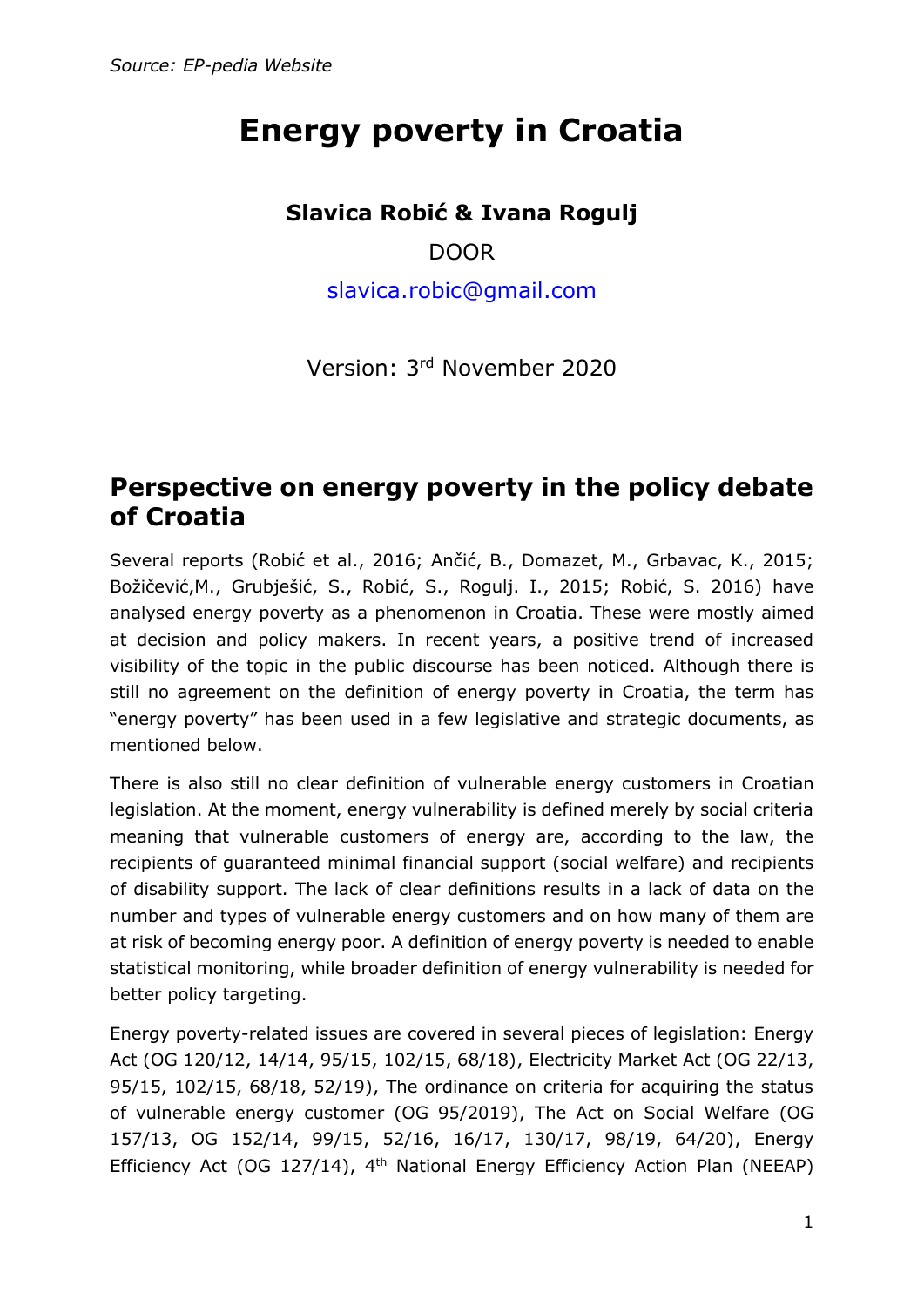*Source: EP-pedia Website*

# Energy poverty in Croatia

**Slavica Robić & Ivana Rogulj**

DOOR

slavica.robic@gmail.com

Version: 3rd November 2020

## Perspective on energy poverty in the policy debate of Croatia

Several reports (Robić et al., 2016; Ančić, B., Domazet, M., Grbavac, K., 2015; Božičević,M., Grubješić, S., Robić, S., Rogulj. I., 2015; Robić, S. 2016) have analysed energy poverty as a phenomenon in Croatia. These were mostly aimed at decision and policy makers. In recent years, a positive trend of increased visibility of the topic in the public discourse has been noticed. Although there is still no agreement on the definition of energy poverty in Croatia, the term has "energy poverty" has been used in a few legislative and strategic documents, as mentioned below.

There is also still no clear definition of vulnerable energy customers in Croatian legislation. At the moment, energy vulnerability is defined merely by social criteria meaning that vulnerable customers of energy are, according to the law, the recipients of guaranteed minimal financial support (social welfare) and recipients of disability support. The lack of clear definitions results in a lack of data on the number and types of vulnerable energy customers and on how many of them are at risk of becoming energy poor. A definition of energy poverty is needed to enable statistical monitoring, while broader definition of energy vulnerability is needed for better policy targeting.

Energy poverty-related issues are covered in several pieces of legislation: Energy Act (OG 120/12, 14/14, 95/15, 102/15, 68/18), Electricity Market Act (OG 22/13, 95/15, 102/15, 68/18, 52/19), The ordinance on criteria for acquiring the status of vulnerable energy customer (OG 95/2019), The Act on Social Welfare (OG 157/13, OG 152/14, 99/15, 52/16, 16/17, 130/17, 98/19, 64/20), Energy Efficiency Act (OG 127/14), 4th National Energy Efficiency Action Plan (NEEAP)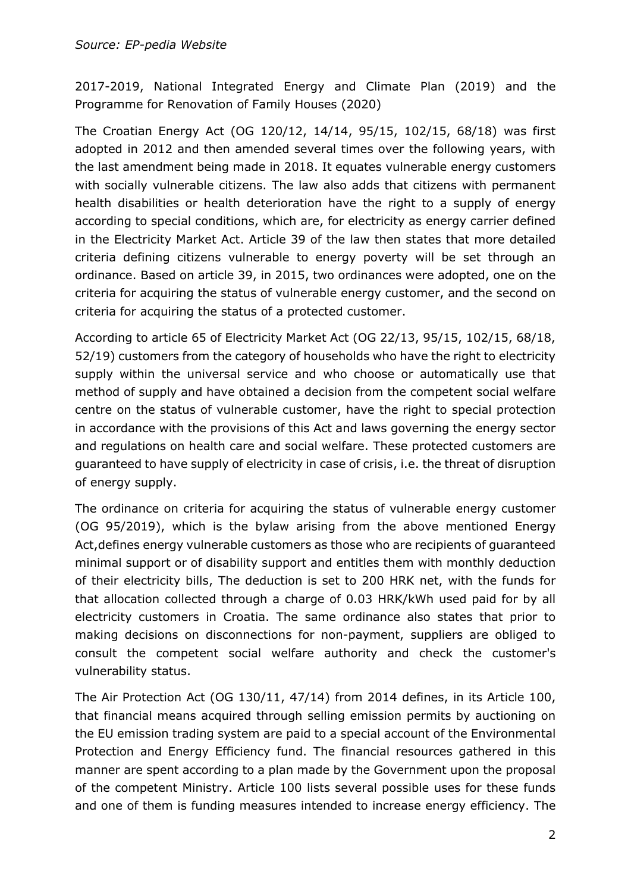*Source: EP-pedia Website*

2017-2019, National Integrated Energy and Climate Plan (2019) and the Programme for Renovation of Family Houses (2020)

The Croatian Energy Act (OG 120/12, 14/14, 95/15, 102/15, 68/18) was first adopted in 2012 and then amended several times over the following years, with the last amendment being made in 2018. It equates vulnerable energy customers with socially vulnerable citizens. The law also adds that citizens with permanent health disabilities or health deterioration have the right to a supply of energy according to special conditions, which are, for electricity as energy carrier defined in the Electricity Market Act. Article 39 of the law then states that more detailed criteria defining citizens vulnerable to energy poverty will be set through an ordinance. Based on article 39, in 2015, two ordinances were adopted, one on the criteria for acquiring the status of vulnerable energy customer, and the second on criteria for acquiring the status of a protected customer.

According to article 65 of Electricity Market Act (OG 22/13, 95/15, 102/15, 68/18, 52/19) customers from the category of households who have the right to electricity supply within the universal service and who choose or automatically use that method of supply and have obtained a decision from the competent social welfare centre on the status of vulnerable customer, have the right to special protection in accordance with the provisions of this Act and laws governing the energy sector and regulations on health care and social welfare. These protected customers are guaranteed to have supply of electricity in case of crisis, i.e. the threat of disruption of energy supply.

The ordinance on criteria for acquiring the status of vulnerable energy customer (OG 95/2019), which is the bylaw arising from the above mentioned Energy Act,defines energy vulnerable customers as those who are recipients of guaranteed minimal support or of disability support and entitles them with monthly deduction of their electricity bills, The deduction is set to 200 HRK net, with the funds for that allocation collected through a charge of 0.03 HRK/kWh used paid for by all electricity customers in Croatia. The same ordinance also states that prior to making decisions on disconnections for non-payment, suppliers are obliged to consult the competent social welfare authority and check the customer's vulnerability status.

The Air Protection Act (OG 130/11, 47/14) from 2014 defines, in its Article 100, that financial means acquired through selling emission permits by auctioning on the EU emission trading system are paid to a special account of the Environmental Protection and Energy Efficiency fund. The financial resources gathered in this manner are spent according to a plan made by the Government upon the proposal of the competent Ministry. Article 100 lists several possible uses for these funds and one of them is funding measures intended to increase energy efficiency. The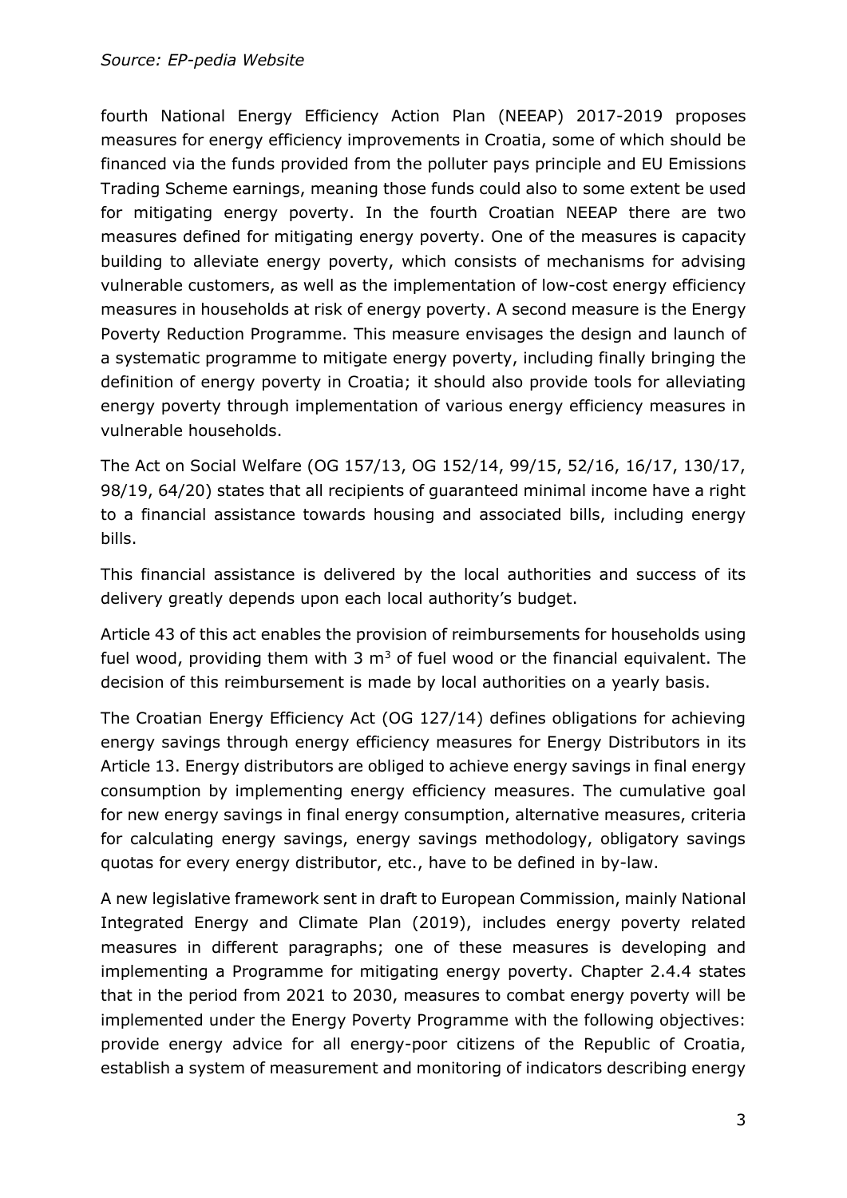fourth National Energy Efficiency Action Plan (NEEAP) 2017-2019 proposes measures for energy efficiency improvements in Croatia, some of which should be financed via the funds provided from the polluter pays principle and EU Emissions Trading Scheme earnings, meaning those funds could also to some extent be used for mitigating energy poverty. In the fourth Croatian NEEAP there are two measures defined for mitigating energy poverty. One of the measures is capacity building to alleviate energy poverty, which consists of mechanisms for advising vulnerable customers, as well as the implementation of low-cost energy efficiency measures in households at risk of energy poverty. A second measure is the Energy Poverty Reduction Programme. This measure envisages the design and launch of a systematic programme to mitigate energy poverty, including finally bringing the definition of energy poverty in Croatia; it should also provide tools for alleviating energy poverty through implementation of various energy efficiency measures in vulnerable households.

The Act on Social Welfare (OG 157/13, OG 152/14, 99/15, 52/16, 16/17, 130/17, 98/19, 64/20) states that all recipients of guaranteed minimal income have a right to a financial assistance towards housing and associated bills, including energy bills.

This financial assistance is delivered by the local authorities and success of its delivery greatly depends upon each local authority's budget.

Article 43 of this act enables the provision of reimbursements for households using fuel wood, providing them with 3 $m^3$ of fuel wood or the financial equivalent. The decision of this reimbursement is made by local authorities on a yearly basis.

The Croatian Energy Efficiency Act (OG 127/14) defines obligations for achieving energy savings through energy efficiency measures for Energy Distributors in its Article 13. Energy distributors are obliged to achieve energy savings in final energy consumption by implementing energy efficiency measures. The cumulative goal for new energy savings in final energy consumption, alternative measures, criteria for calculating energy savings, energy savings methodology, obligatory savings quotas for every energy distributor, etc., have to be defined in by-law.

A new legislative framework sent in draft to European Commission, mainly National Integrated Energy and Climate Plan (2019), includes energy poverty related measures in different paragraphs; one of these measures is developing and implementing a Programme for mitigating energy poverty. Chapter 2.4.4 states that in the period from 2021 to 2030, measures to combat energy poverty will be implemented under the Energy Poverty Programme with the following objectives: provide energy advice for all energy-poor citizens of the Republic of Croatia, establish a system of measurement and monitoring of indicators describing energy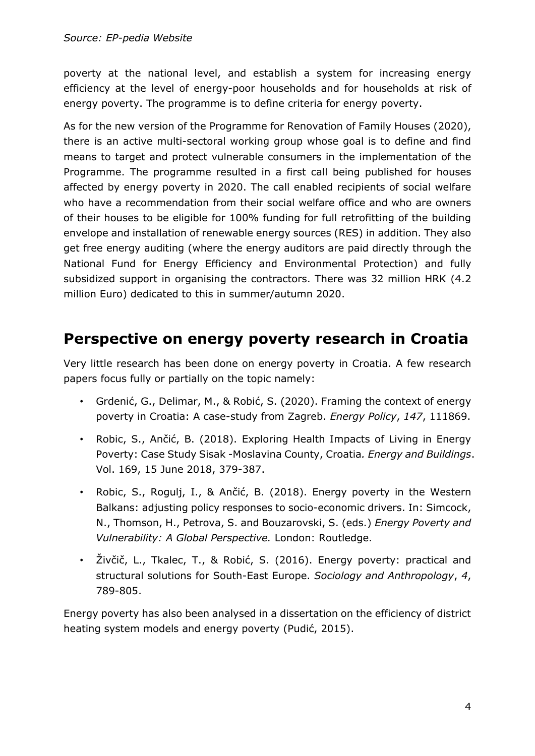*Source: EP-pedia Website*

poverty at the national level, and establish a system for increasing energy efficiency at the level of energy-poor households and for households at risk of energy poverty. The programme is to define criteria for energy poverty.

As for the new version of the Programme for Renovation of Family Houses (2020), there is an active multi-sectoral working group whose goal is to define and find means to target and protect vulnerable consumers in the implementation of the Programme. The programme resulted in a first call being published for houses affected by energy poverty in 2020. The call enabled recipients of social welfare who have a recommendation from their social welfare office and who are owners of their houses to be eligible for 100% funding for full retrofitting of the building envelope and installation of renewable energy sources (RES) in addition. They also get free energy auditing (where the energy auditors are paid directly through the National Fund for Energy Efficiency and Environmental Protection) and fully subsidized support in organising the contractors. There was 32 million HRK (4.2 million Euro) dedicated to this in summer/autumn 2020.

## Perspective on energy poverty research in Croatia

Very little research has been done on energy poverty in Croatia. A few research papers focus fully or partially on the topic namely:

- Grdenić, G., Delimar, M., & Robić, S. (2020). Framing the context of energy poverty in Croatia: A case-study from Zagreb. *Energy Policy*, *147*, 111869.
- Robic, S., Ančić, B. (2018). Exploring Health Impacts of Living in Energy Poverty: Case Study Sisak -Moslavina County, Croatia*. Energy and Buildings*. Vol. 169, 15 June 2018, 379-387.
- Robic, S., Rogulj, I., & Ančić, B. (2018). Energy poverty in the Western Balkans: adjusting policy responses to socio-economic drivers. In: Simcock, N., Thomson, H., Petrova, S. and Bouzarovski, S. (eds.) *Energy Poverty and Vulnerability: A Global Perspective.* London: Routledge.
- Živčič, L., Tkalec, T., & Robić, S. (2016). Energy poverty: practical and structural solutions for South-East Europe. *Sociology and Anthropology*, *4*, 789-805.

Energy poverty has also been analysed in a dissertation on the efficiency of district heating system models and energy poverty (Pudić, 2015).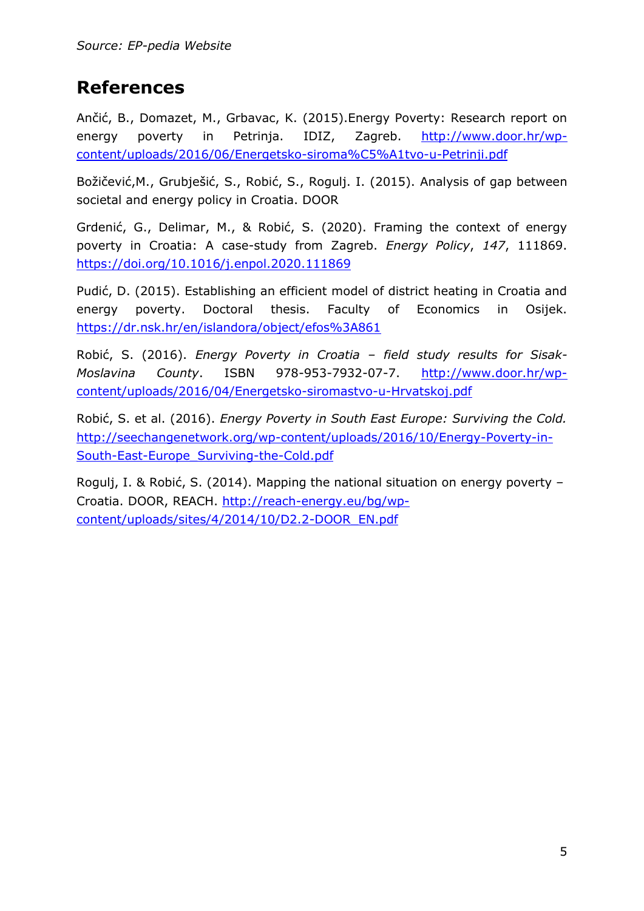*Source: EP-pedia Website*

## References

Ančić, B., Domazet, M., Grbavac, K. (2015).Energy Poverty: Research report on energy poverty in Petrinja. IDIZ, Zagreb. [http://www.door.hr/wp-content/uploads/2016/06/Energetsko-siroma%C5%A1tvo-u-Petrinji.pdf](http://www.door.hr/wp-content/uploads/2016/06/Energetsko-siroma%C5%A1tvo-u-Petrinji.pdf)

Božičević,M., Grubješić, S., Robić, S., Rogulj. I. (2015). Analysis of gap between societal and energy policy in Croatia. DOOR

Grdenić, G., Delimar, M., & Robić, S. (2020). Framing the context of energy poverty in Croatia: A case-study from Zagreb. *Energy Policy*, *147*, 111869. [https://doi.org/10.1016/j.enpol.2020.111869](https://doi.org/10.1016/j.enpol.2020.111869)

Pudić, D. (2015). Establishing an efficient model of district heating in Croatia and energy poverty. Doctoral thesis. Faculty of Economics in Osijek. [https://dr.nsk.hr/en/islandora/object/efos%3A861](https://dr.nsk.hr/en/islandora/object/efos%3A861)

Robić, S. (2016). *Energy Poverty in Croatia – field study results for Sisak-Moslavina County*. ISBN 978-953-7932-07-7. [http://www.door.hr/wp-content/uploads/2016/04/Energetsko-siromastvo-u-Hrvatskoj.pdf](http://www.door.hr/wp-content/uploads/2016/04/Energetsko-siromastvo-u-Hrvatskoj.pdf)

Robić, S. et al. (2016). *Energy Poverty in South East Europe: Surviving the Cold.* [http://seechangenetwork.org/wp-content/uploads/2016/10/Energy-Poverty-in-South-East-Europe_Surviving-the-Cold.pdf](http://seechangenetwork.org/wp-content/uploads/2016/10/Energy-Poverty-in-South-East-Europe_Surviving-the-Cold.pdf)

Rogulj, I. & Robić, S. (2014). Mapping the national situation on energy poverty – Croatia. DOOR, REACH. [http://reach-energy.eu/bg/wp-content/uploads/sites/4/2014/10/D2.2-DOOR_EN.pdf](http://reach-energy.eu/bg/wp-content/uploads/sites/4/2014/10/D2.2-DOOR_EN.pdf)